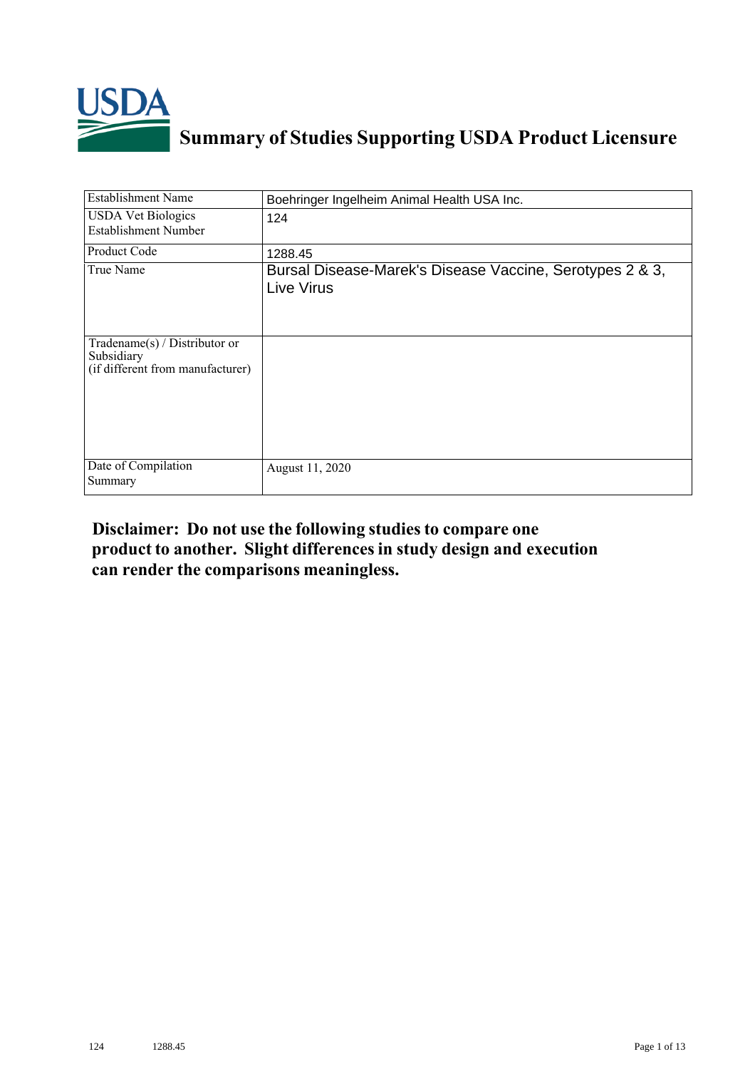# Summary of Studies Supporting USDA Product Licensure

| Establishment Name | Boehringer Ingelheim Animal Health USA Inc. |
|---|---|
| USDA Vet Biologics Establishment Number | 124 |
| Product Code | 1288.45 |
| True Name | Bursal Disease-Marek's Disease Vaccine, Serotypes 2 & 3, Live Virus |
| Tradename(s) / Distributor or Subsidiary (if different from manufacturer) | |
| Date of Compilation Summary | August 11, 2020 |

**Disclaimer: Do not use the following studies to compare one product to another. Slight differences in study design and execution can render the comparisons meaningless.**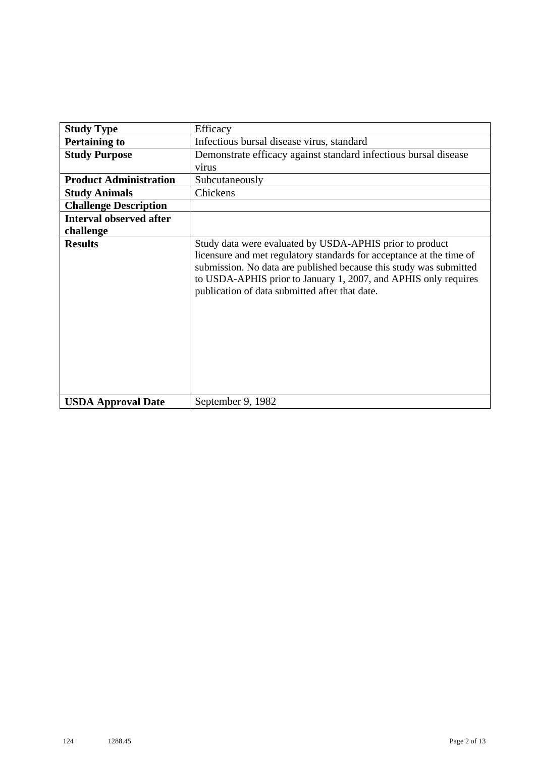| **Study Type** | Efficacy |
| --- | --- |
| **Pertaining to** | Infectious bursal disease virus, standard |
| **Study Purpose** | Demonstrate efficacy against standard infectious bursal disease virus |
| **Product Administration** | Subcutaneously |
| **Study Animals** | Chickens |
| **Challenge Description** | |
| **Interval observed after challenge** | |
| **Results** | Study data were evaluated by USDA-APHIS prior to product licensure and met regulatory standards for acceptance at the time of submission. No data are published because this study was submitted to USDA-APHIS prior to January 1, 2007, and APHIS only requires publication of data submitted after that date. |
| **USDA Approval Date** | September 9, 1982 |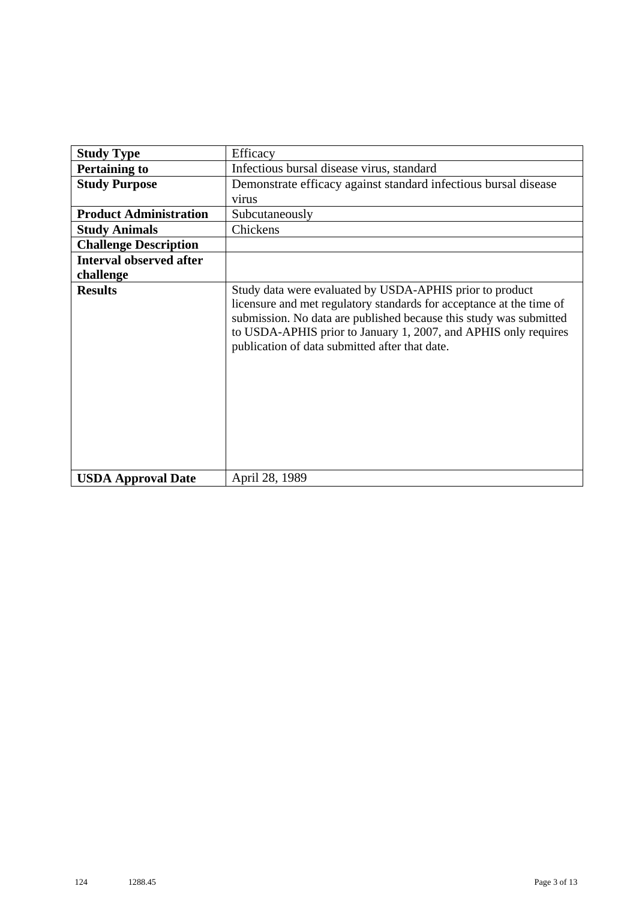| **Study Type** | Efficacy |
|---|---|
| **Pertaining to** | Infectious bursal disease virus, standard |
| **Study Purpose** | Demonstrate efficacy against standard infectious bursal disease virus |
| **Product Administration** | Subcutaneously |
| **Study Animals** | Chickens |
| **Challenge Description** | |
| **Interval observed after challenge** | |
| **Results** | Study data were evaluated by USDA-APHIS prior to product licensure and met regulatory standards for acceptance at the time of submission. No data are published because this study was submitted to USDA-APHIS prior to January 1, 2007, and APHIS only requires publication of data submitted after that date. |
| **USDA Approval Date** | April 28, 1989 |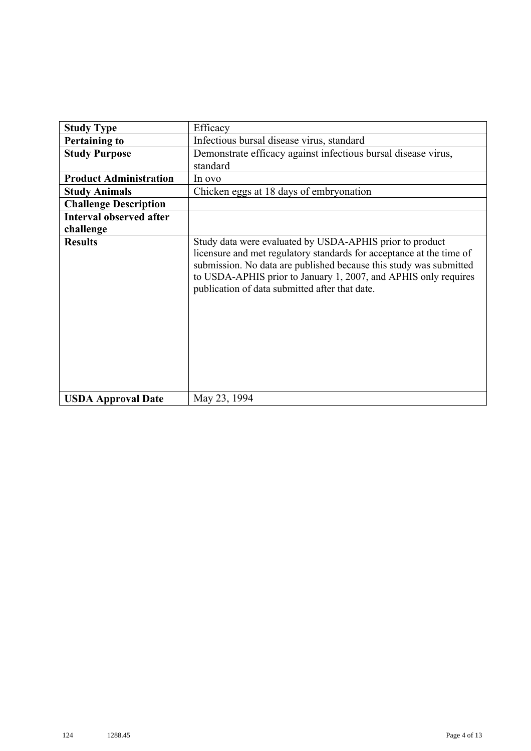| Study Type | Efficacy |
|---|---|
| **Pertaining to** | Infectious bursal disease virus, standard |
| **Study Purpose** | Demonstrate efficacy against infectious bursal disease virus, standard |
| **Product Administration** | In ovo |
| **Study Animals** | Chicken eggs at 18 days of embryonation |
| **Challenge Description** | |
| **Interval observed after challenge** | |
| **Results** | Study data were evaluated by USDA-APHIS prior to product licensure and met regulatory standards for acceptance at the time of submission. No data are published because this study was submitted to USDA-APHIS prior to January 1, 2007, and APHIS only requires publication of data submitted after that date. |
| **USDA Approval Date** | May 23, 1994 |

124 1288.45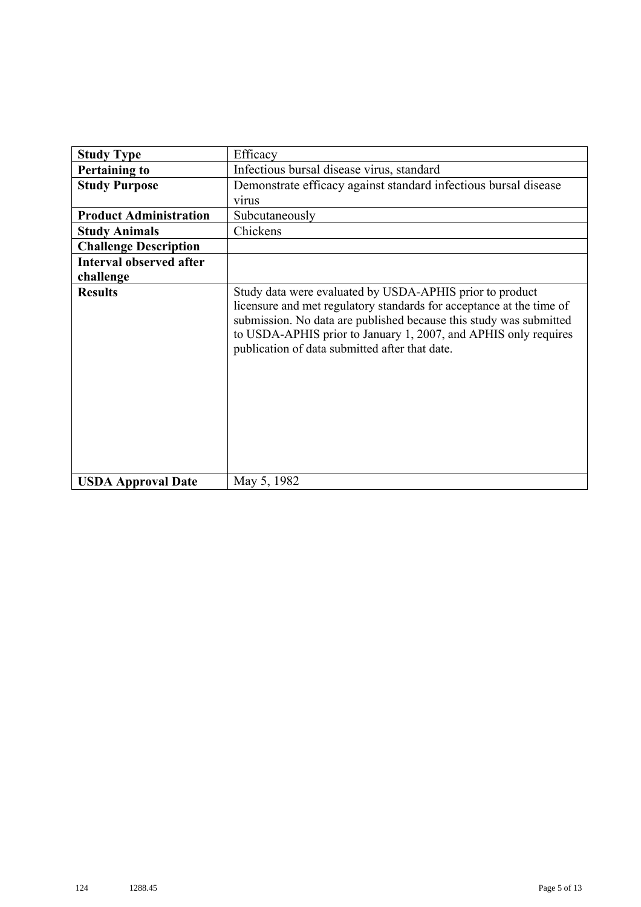| **Study Type** | Efficacy |
|---|---|
| **Pertaining to** | Infectious bursal disease virus, standard |
| **Study Purpose** | Demonstrate efficacy against standard infectious bursal disease virus |
| **Product Administration** | Subcutaneously |
| **Study Animals** | Chickens |
| **Challenge Description** | |
| **Interval observed after challenge** | |
| **Results** | Study data were evaluated by USDA-APHIS prior to product licensure and met regulatory standards for acceptance at the time of submission. No data are published because this study was submitted to USDA-APHIS prior to January 1, 2007, and APHIS only requires publication of data submitted after that date. |
| **USDA Approval Date** | May 5, 1982 |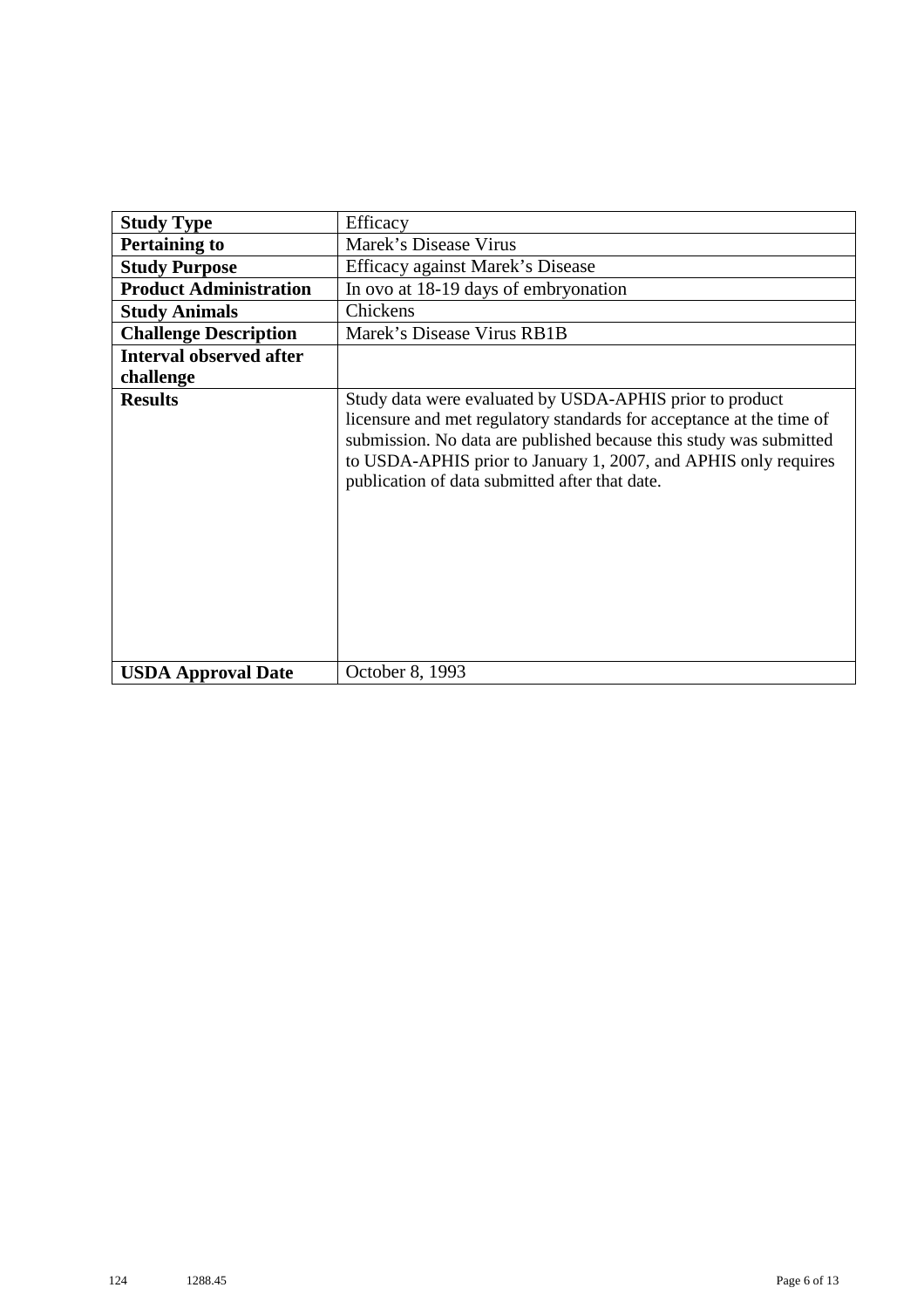| Study Type | Efficacy |
|---|---|
| **Pertaining to** | Marek's Disease Virus |
| **Study Purpose** | Efficacy against Marek's Disease |
| **Product Administration** | In ovo at 18-19 days of embryonation |
| **Study Animals** | Chickens |
| **Challenge Description** | Marek's Disease Virus RB1B |
| **Interval observed after challenge** | |
| **Results** | Study data were evaluated by USDA-APHIS prior to product licensure and met regulatory standards for acceptance at the time of submission. No data are published because this study was submitted to USDA-APHIS prior to January 1, 2007, and APHIS only requires publication of data submitted after that date. |
| **USDA Approval Date** | October 8, 1993 |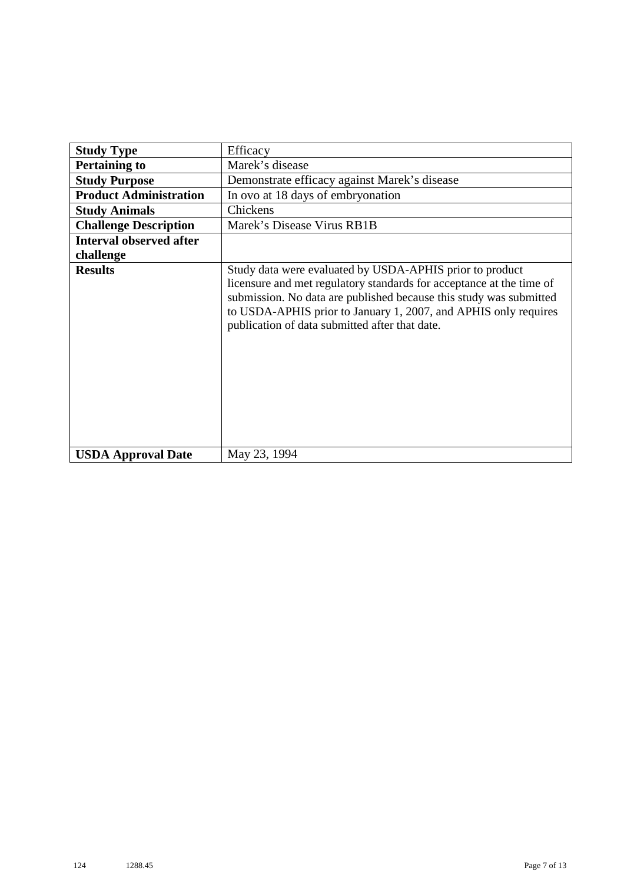| **Study Type** | Efficacy |
|---|---|
| **Pertaining to** | Marek’s disease |
| **Study Purpose** | Demonstrate efficacy against Marek’s disease |
| **Product Administration** | In ovo at 18 days of embryonation |
| **Study Animals** | Chickens |
| **Challenge Description** | Marek’s Disease Virus RB1B |
| **Interval observed after challenge** | |
| **Results** | Study data were evaluated by USDA-APHIS prior to product licensure and met regulatory standards for acceptance at the time of submission. No data are published because this study was submitted to USDA-APHIS prior to January 1, 2007, and APHIS only requires publication of data submitted after that date. |
| **USDA Approval Date** | May 23, 1994 |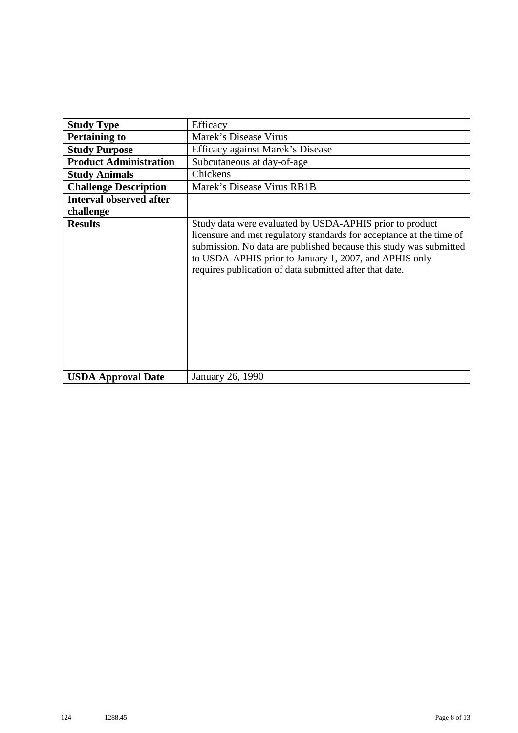| **Study Type** | Efficacy |
|---|---|
| **Pertaining to** | Marek's Disease Virus |
| **Study Purpose** | Efficacy against Marek's Disease |
| **Product Administration** | Subcutaneous at day-of-age |
| **Study Animals** | Chickens |
| **Challenge Description** | Marek's Disease Virus RB1B |
| **Interval observed after challenge** | |
| **Results** | Study data were evaluated by USDA-APHIS prior to product licensure and met regulatory standards for acceptance at the time of submission. No data are published because this study was submitted to USDA-APHIS prior to January 1, 2007, and APHIS only requires publication of data submitted after that date. |
| **USDA Approval Date** | January 26, 1990 |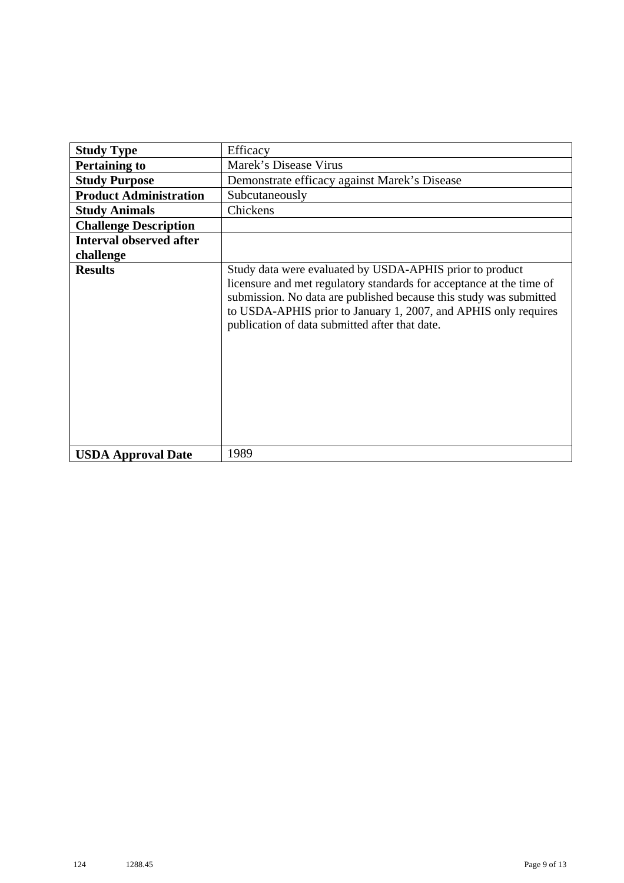| **Study Type** | Efficacy |
| --- | --- |
| **Pertaining to** | Marek's Disease Virus |
| **Study Purpose** | Demonstrate efficacy against Marek's Disease |
| **Product Administration** | Subcutaneously |
| **Study Animals** | Chickens |
| **Challenge Description** | |
| **Interval observed after challenge** | |
| **Results** | Study data were evaluated by USDA-APHIS prior to product licensure and met regulatory standards for acceptance at the time of submission. No data are published because this study was submitted to USDA-APHIS prior to January 1, 2007, and APHIS only requires publication of data submitted after that date. |
| **USDA Approval Date** | 1989 |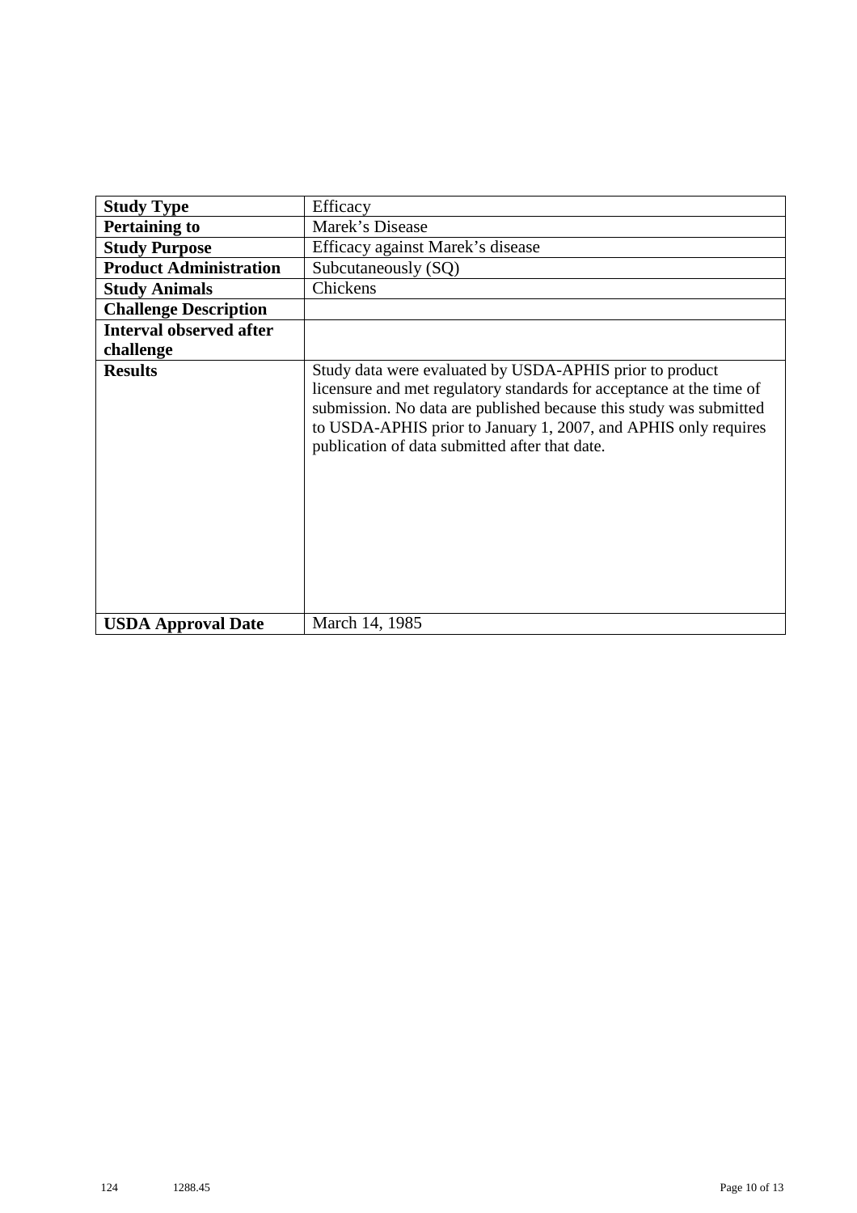| **Study Type** | Efficacy |
|---|---|
| **Pertaining to** | Marek's Disease |
| **Study Purpose** | Efficacy against Marek's disease |
| **Product Administration** | Subcutaneously (SQ) |
| **Study Animals** | Chickens |
| **Challenge Description** | |
| **Interval observed after challenge** | |
| **Results** | Study data were evaluated by USDA-APHIS prior to product licensure and met regulatory standards for acceptance at the time of submission. No data are published because this study was submitted to USDA-APHIS prior to January 1, 2007, and APHIS only requires publication of data submitted after that date. |
| **USDA Approval Date** | March 14, 1985 |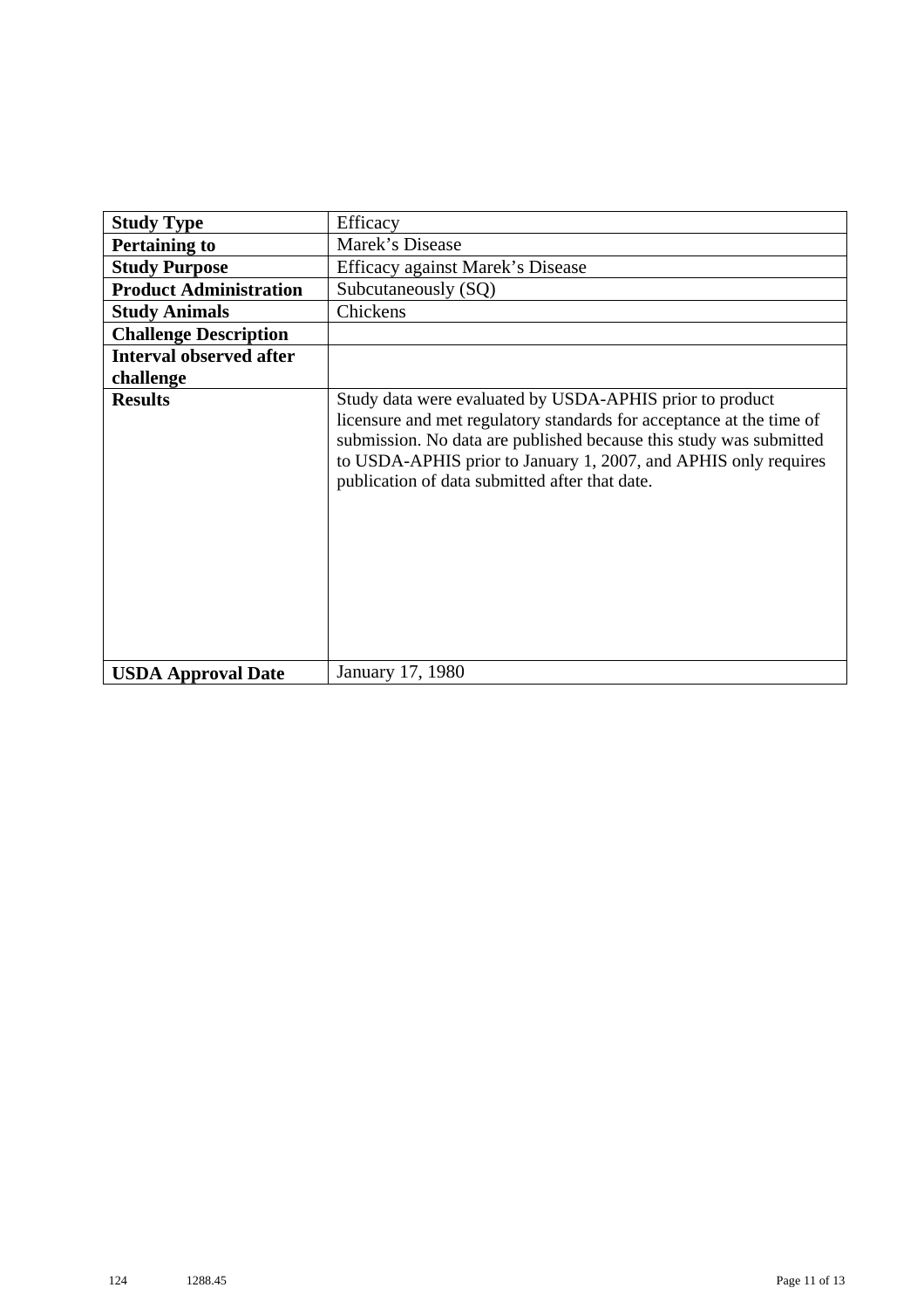| Study Type | Efficacy |
| --- | --- |
| **Pertaining to** | Marek's Disease |
| **Study Purpose** | Efficacy against Marek's Disease |
| **Product Administration** | Subcutaneously (SQ) |
| **Study Animals** | Chickens |
| **Challenge Description** | |
| **Interval observed after challenge** | |
| **Results** | Study data were evaluated by USDA-APHIS prior to product licensure and met regulatory standards for acceptance at the time of submission. No data are published because this study was submitted to USDA-APHIS prior to January 1, 2007, and APHIS only requires publication of data submitted after that date. |
| **USDA Approval Date** | January 17, 1980 |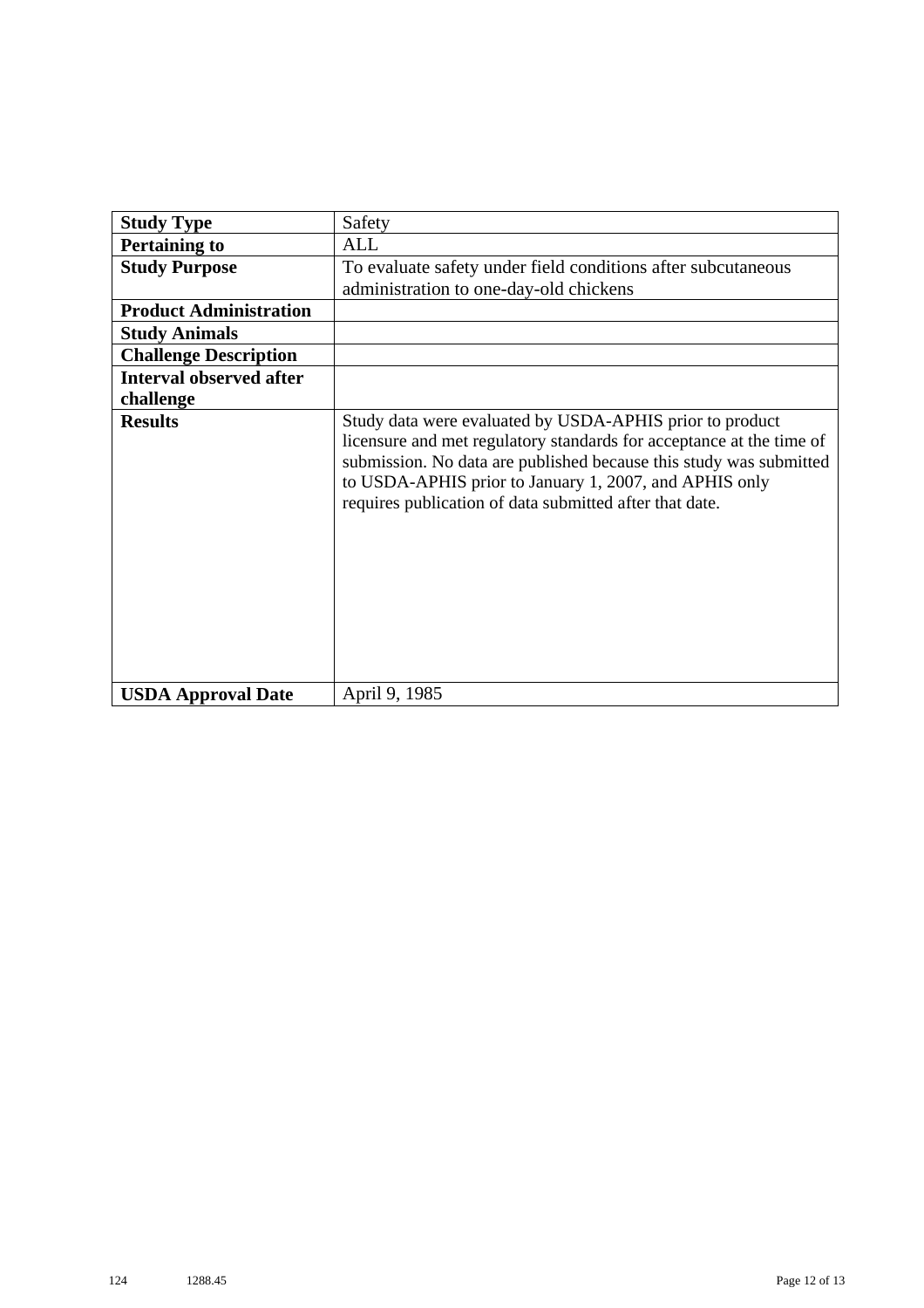| Study Type | Safety |
|---|---|
| Pertaining to | ALL |
| Study Purpose | To evaluate safety under field conditions after subcutaneous administration to one-day-old chickens |
| Product Administration | |
| Study Animals | |
| Challenge Description | |
| Interval observed after challenge | |
| Results | Study data were evaluated by USDA-APHIS prior to product licensure and met regulatory standards for acceptance at the time of submission. No data are published because this study was submitted to USDA-APHIS prior to January 1, 2007, and APHIS only requires publication of data submitted after that date. |
| USDA Approval Date | April 9, 1985 |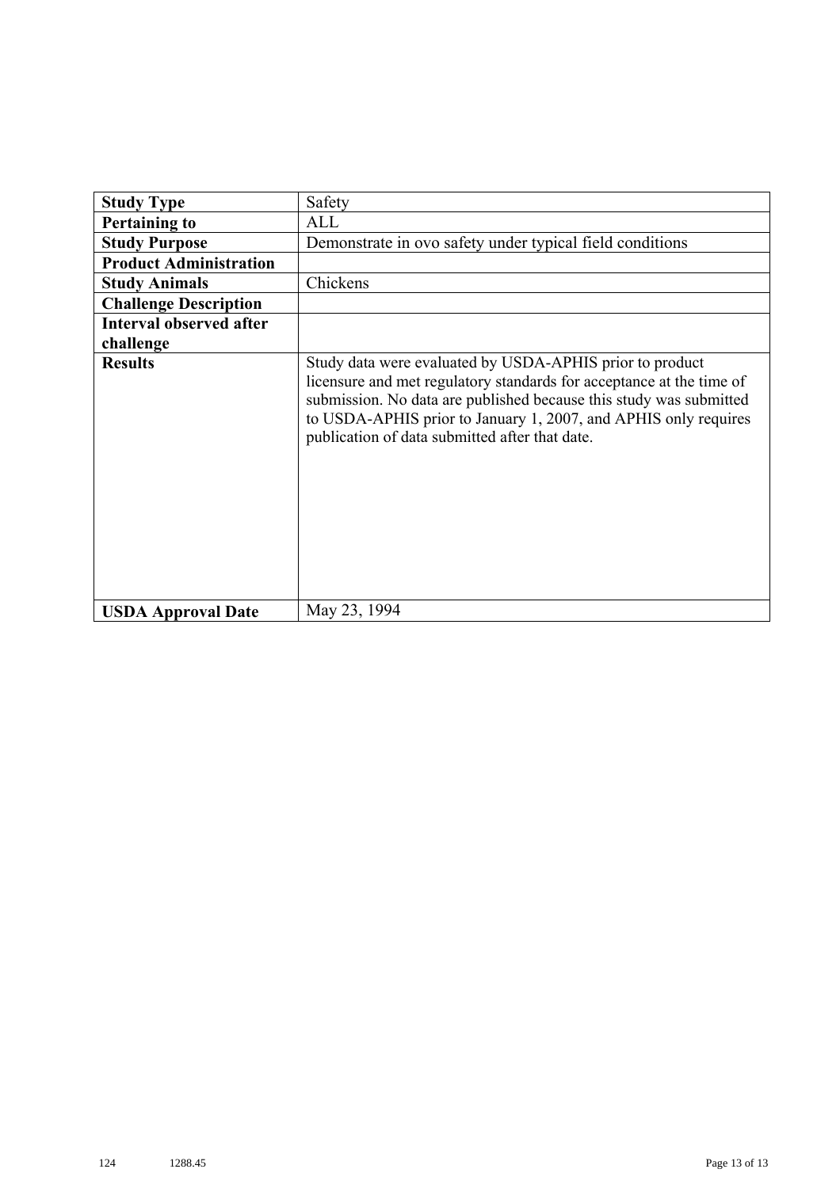| | |
|---|---|
| **Study Type** | Safety |
| **Pertaining to** | ALL |
| **Study Purpose** | Demonstrate in ovo safety under typical field conditions |
| **Product Administration** | |
| **Study Animals** | Chickens |
| **Challenge Description** | |
| **Interval observed after challenge** | |
| **Results** | Study data were evaluated by USDA-APHIS prior to product licensure and met regulatory standards for acceptance at the time of submission. No data are published because this study was submitted to USDA-APHIS prior to January 1, 2007, and APHIS only requires publication of data submitted after that date. |
| **USDA Approval Date** | May 23, 1994 |

124 1288.45